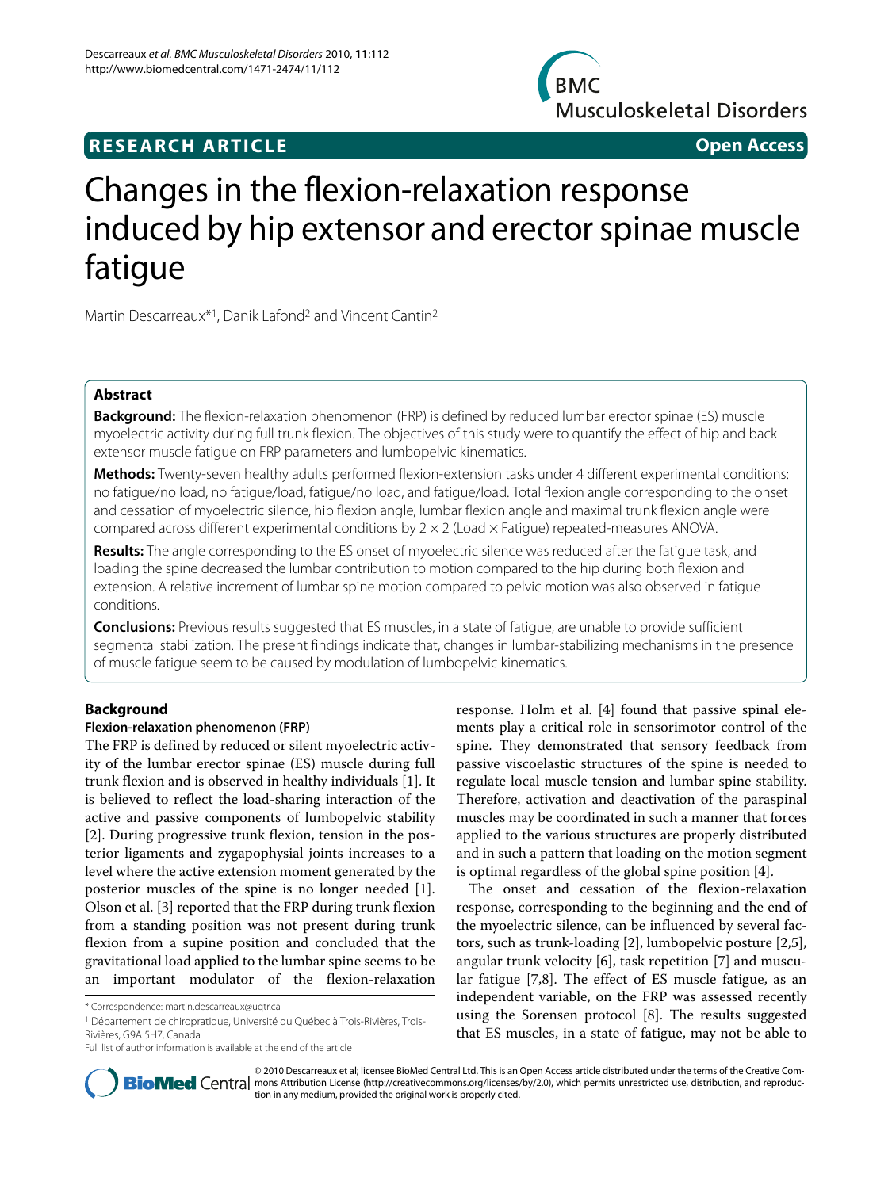**RESEARCH ARTICLE** **Open Access**

# Changes in the flexion-relaxation response induced by hip extensor and erector spinae muscle fatigue

Martin Descarreaux*[1], Danik Lafond[2] and Vincent Cantin[2]

## Abstract

**Background:** The flexion-relaxation phenomenon (FRP) is defined by reduced lumbar erector spinae (ES) muscle myoelectric activity during full trunk flexion. The objectives of this study were to quantify the effect of hip and back extensor muscle fatigue on FRP parameters and lumbopelvic kinematics.

**Methods:** Twenty-seven healthy adults performed flexion-extension tasks under 4 different experimental conditions: no fatigue/no load, no fatigue/load, fatigue/no load, and fatigue/load. Total flexion angle corresponding to the onset and cessation of myoelectric silence, hip flexion angle, lumbar flexion angle and maximal trunk flexion angle were compared across different experimental conditions by 2 × 2 (Load × Fatigue) repeated-measures ANOVA.

**Results:** The angle corresponding to the ES onset of myoelectric silence was reduced after the fatigue task, and loading the spine decreased the lumbar contribution to motion compared to the hip during both flexion and extension. A relative increment of lumbar spine motion compared to pelvic motion was also observed in fatigue conditions.

**Conclusions:** Previous results suggested that ES muscles, in a state of fatigue, are unable to provide sufficient segmental stabilization. The present findings indicate that, changes in lumbar-stabilizing mechanisms in the presence of muscle fatigue seem to be caused by modulation of lumbopelvic kinematics.

## Background

### Flexion-relaxation phenomenon (FRP)

The FRP is defined by reduced or silent myoelectric activity of the lumbar erector spinae (ES) muscle during full trunk flexion and is observed in healthy individuals [1]. It is believed to reflect the load-sharing interaction of the active and passive components of lumbopelvic stability [2]. During progressive trunk flexion, tension in the posterior ligaments and zygapophysial joints increases to a level where the active extension moment generated by the posterior muscles of the spine is no longer needed [1]. Olson et al. [3] reported that the FRP during trunk flexion from a standing position was not present during trunk flexion from a supine position and concluded that the gravitational load applied to the lumbar spine seems to be an important modulator of the flexion-relaxation response. Holm et al. [4] found that passive spinal elements play a critical role in sensorimotor control of the spine. They demonstrated that sensory feedback from passive viscoelastic structures of the spine is needed to regulate local muscle tension and lumbar spine stability. Therefore, activation and deactivation of the paraspinal muscles may be coordinated in such a manner that forces applied to the various structures are properly distributed and in such a pattern that loading on the motion segment is optimal regardless of the global spine position [4].

The onset and cessation of the flexion-relaxation response, corresponding to the beginning and the end of the myoelectric silence, can be influenced by several factors, such as trunk-loading [2], lumbopelvic posture [2,5], angular trunk velocity [6], task repetition [7] and muscular fatigue [7,8]. The effect of ES muscle fatigue, as an independent variable, on the FRP was assessed recently using the Sorensen protocol [8]. The results suggested that ES muscles, in a state of fatigue, may not be able to

\* Correspondence: martin.descarreaux@uqtr.ca

[1] Département de chiropratique, Université du Québec à Trois-Rivières, Trois-Rivières, G9A 5H7, Canada

Full list of author information is available at the end of the article

© 2010 Descarreaux et al; licensee BioMed Central Ltd. This is an Open Access article distributed under the terms of the Creative Commons Attribution License (http://creativecommons.org/licenses/by/2.0), which permits unrestricted use, distribution, and reproduction in any medium, provided the original work is properly cited.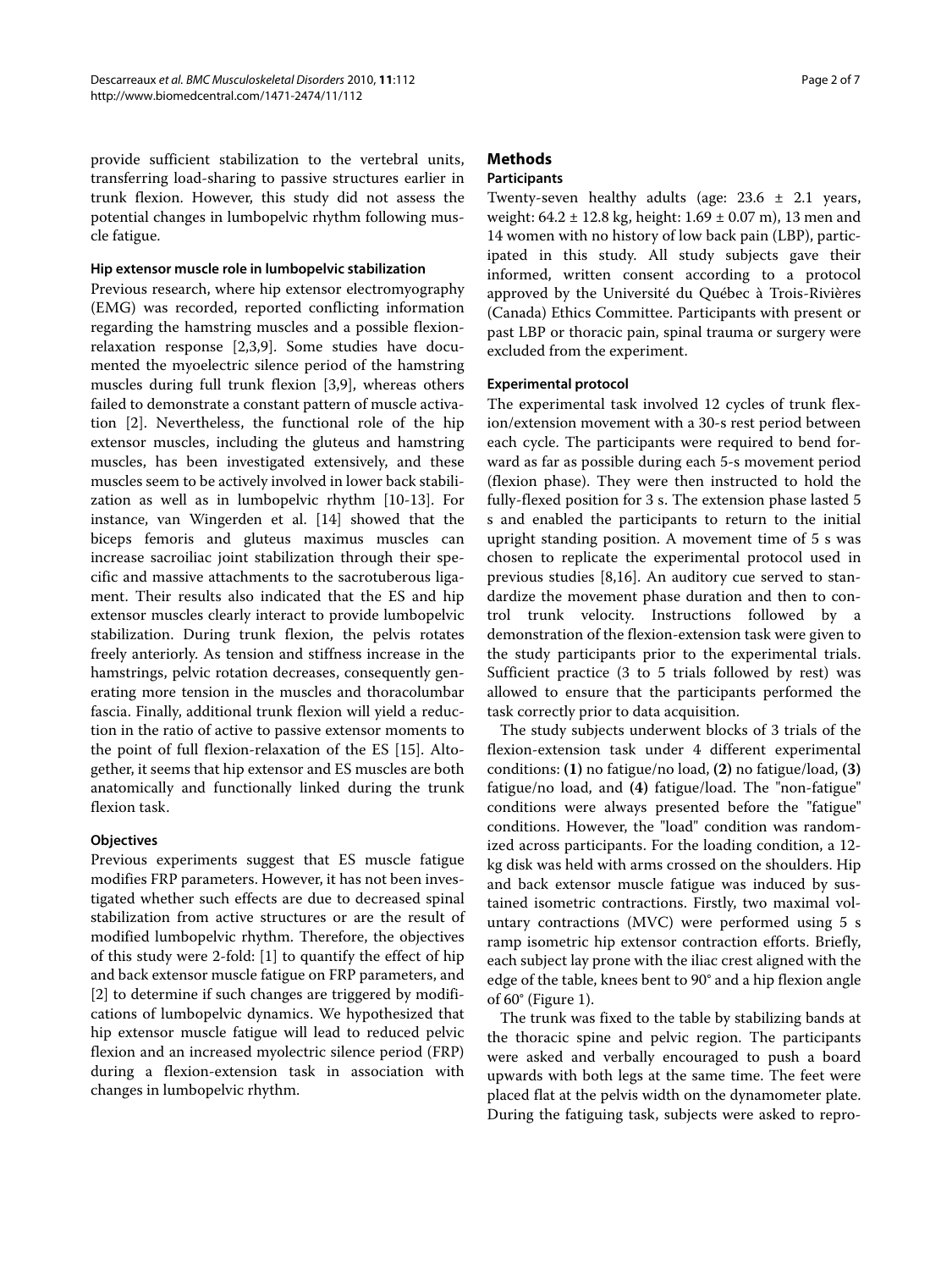provide sufficient stabilization to the vertebral units, transferring load-sharing to passive structures earlier in trunk flexion. However, this study did not assess the potential changes in lumbopelvic rhythm following muscle fatigue.

### Hip extensor muscle role in lumbopelvic stabilization

Previous research, where hip extensor electromyography (EMG) was recorded, reported conflicting information regarding the hamstring muscles and a possible flexion-relaxation response [2,3,9]. Some studies have documented the myoelectric silence period of the hamstring muscles during full trunk flexion [3,9], whereas others failed to demonstrate a constant pattern of muscle activation [2]. Nevertheless, the functional role of the hip extensor muscles, including the gluteus and hamstring muscles, has been investigated extensively, and these muscles seem to be actively involved in lower back stabilization as well as in lumbopelvic rhythm [10-13]. For instance, van Wingerden et al. [14] showed that the biceps femoris and gluteus maximus muscles can increase sacroiliac joint stabilization through their specific and massive attachments to the sacrotuberous ligament. Their results also indicated that the ES and hip extensor muscles clearly interact to provide lumbopelvic stabilization. During trunk flexion, the pelvis rotates freely anteriorly. As tension and stiffness increase in the hamstrings, pelvic rotation decreases, consequently generating more tension in the muscles and thoracolumbar fascia. Finally, additional trunk flexion will yield a reduction in the ratio of active to passive extensor moments to the point of full flexion-relaxation of the ES [15]. Altogether, it seems that hip extensor and ES muscles are both anatomically and functionally linked during the trunk flexion task.

### Objectives

Previous experiments suggest that ES muscle fatigue modifies FRP parameters. However, it has not been investigated whether such effects are due to decreased spinal stabilization from active structures or are the result of modified lumbopelvic rhythm. Therefore, the objectives of this study were 2-fold: [1] to quantify the effect of hip and back extensor muscle fatigue on FRP parameters, and [2] to determine if such changes are triggered by modifications of lumbopelvic dynamics. We hypothesized that hip extensor muscle fatigue will lead to reduced pelvic flexion and an increased myolectric silence period (FRP) during a flexion-extension task in association with changes in lumbopelvic rhythm.

## Methods

### Participants

Twenty-seven healthy adults (age: 23.6 ± 2.1 years, weight: 64.2 ± 12.8 kg, height: 1.69 ± 0.07 m), 13 men and 14 women with no history of low back pain (LBP), participated in this study. All study subjects gave their informed, written consent according to a protocol approved by the Université du Québec à Trois-Rivières (Canada) Ethics Committee. Participants with present or past LBP or thoracic pain, spinal trauma or surgery were excluded from the experiment.

### Experimental protocol

The experimental task involved 12 cycles of trunk flexion/extension movement with a 30-s rest period between each cycle. The participants were required to bend forward as far as possible during each 5-s movement period (flexion phase). They were then instructed to hold the fully-flexed position for 3 s. The extension phase lasted 5 s and enabled the participants to return to the initial upright standing position. A movement time of 5 s was chosen to replicate the experimental protocol used in previous studies [8,16]. An auditory cue served to standardize the movement phase duration and then to control trunk velocity. Instructions followed by a demonstration of the flexion-extension task were given to the study participants prior to the experimental trials. Sufficient practice (3 to 5 trials followed by rest) was allowed to ensure that the participants performed the task correctly prior to data acquisition.

The study subjects underwent blocks of 3 trials of the flexion-extension task under 4 different experimental conditions: **(1)** no fatigue/no load, **(2)** no fatigue/load, **(3)** fatigue/no load, and **(4)** fatigue/load. The "non-fatigue" conditions were always presented before the "fatigue" conditions. However, the "load" condition was randomized across participants. For the loading condition, a 12-kg disk was held with arms crossed on the shoulders. Hip and back extensor muscle fatigue was induced by sustained isometric contractions. Firstly, two maximal voluntary contractions (MVC) were performed using 5 s ramp isometric hip extensor contraction efforts. Briefly, each subject lay prone with the iliac crest aligned with the edge of the table, knees bent to 90° and a hip flexion angle of 60° (Figure 1).

The trunk was fixed to the table by stabilizing bands at the thoracic spine and pelvic region. The participants were asked and verbally encouraged to push a board upwards with both legs at the same time. The feet were placed flat at the pelvis width on the dynamometer plate. During the fatiguing task, subjects were asked to repro-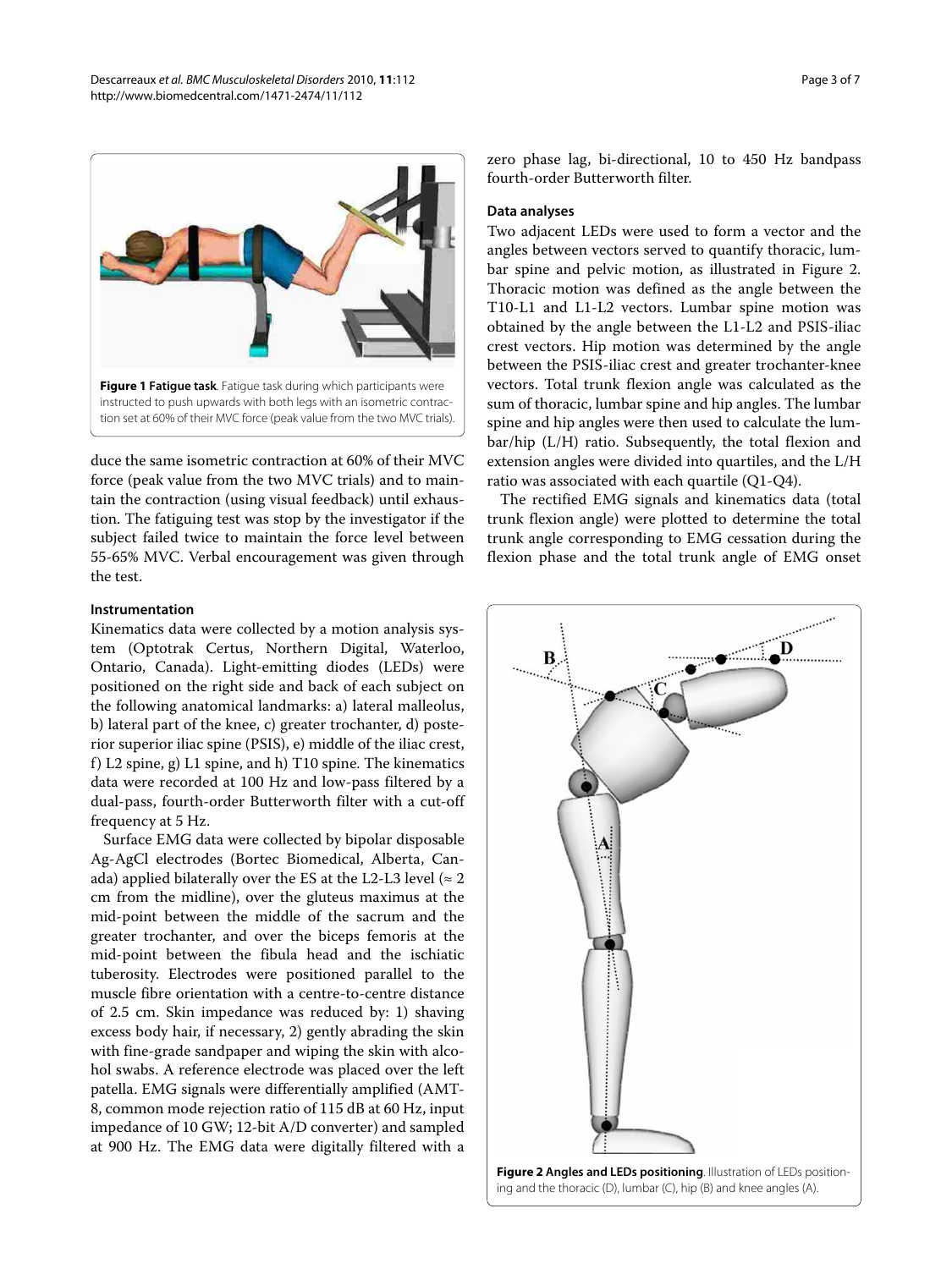**Figure 1 Fatigue task**. Fatigue task during which participants were instructed to push upwards with both legs with an isometric contraction set at 60% of their MVC force (peak value from the two MVC trials).

duce the same isometric contraction at 60% of their MVC force (peak value from the two MVC trials) and to maintain the contraction (using visual feedback) until exhaustion. The fatiguing test was stop by the investigator if the subject failed twice to maintain the force level between 55-65% MVC. Verbal encouragement was given through the test.

#### Instrumentation

Kinematics data were collected by a motion analysis system (Optotrak Certus, Northern Digital, Waterloo, Ontario, Canada). Light-emitting diodes (LEDs) were positioned on the right side and back of each subject on the following anatomical landmarks: a) lateral malleolus, b) lateral part of the knee, c) greater trochanter, d) posterior superior iliac spine (PSIS), e) middle of the iliac crest, f) L2 spine, g) L1 spine, and h) T10 spine. The kinematics data were recorded at 100 Hz and low-pass filtered by a dual-pass, fourth-order Butterworth filter with a cut-off frequency at 5 Hz.

Surface EMG data were collected by bipolar disposable Ag-AgCl electrodes (Bortec Biomedical, Alberta, Canada) applied bilaterally over the ES at the L2-L3 level (≈ 2 cm from the midline), over the gluteus maximus at the mid-point between the middle of the sacrum and the greater trochanter, and over the biceps femoris at the mid-point between the fibula head and the ischiatic tuberosity. Electrodes were positioned parallel to the muscle fibre orientation with a centre-to-centre distance of 2.5 cm. Skin impedance was reduced by: 1) shaving excess body hair, if necessary, 2) gently abrading the skin with fine-grade sandpaper and wiping the skin with alcohol swabs. A reference electrode was placed over the left patella. EMG signals were differentially amplified (AMT-8, common mode rejection ratio of 115 dB at 60 Hz, input impedance of 10 GW; 12-bit A/D converter) and sampled at 900 Hz. The EMG data were digitally filtered with a zero phase lag, bi-directional, 10 to 450 Hz bandpass fourth-order Butterworth filter.

#### Data analyses

Two adjacent LEDs were used to form a vector and the angles between vectors served to quantify thoracic, lumbar spine and pelvic motion, as illustrated in Figure 2. Thoracic motion was defined as the angle between the T10-L1 and L1-L2 vectors. Lumbar spine motion was obtained by the angle between the L1-L2 and PSIS-iliac crest vectors. Hip motion was determined by the angle between the PSIS-iliac crest and greater trochanter-knee vectors. Total trunk flexion angle was calculated as the sum of thoracic, lumbar spine and hip angles. The lumbar spine and hip angles were then used to calculate the lumbar/hip (L/H) ratio. Subsequently, the total flexion and extension angles were divided into quartiles, and the L/H ratio was associated with each quartile (Q1-Q4).

The rectified EMG signals and kinematics data (total trunk flexion angle) were plotted to determine the total trunk angle corresponding to EMG cessation during the flexion phase and the total trunk angle of EMG onset

**Figure 2 Angles and LEDs positioning**. Illustration of LEDs positioning and the thoracic (D), lumbar (C), hip (B) and knee angles (A).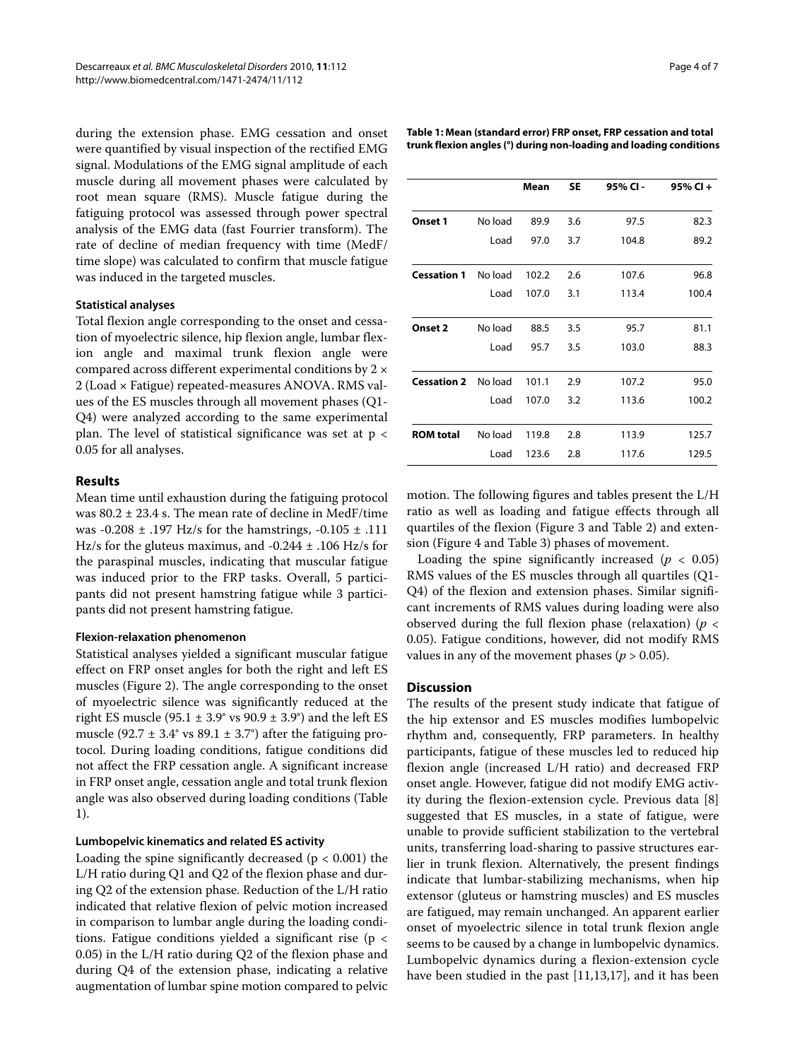during the extension phase. EMG cessation and onset were quantified by visual inspection of the rectified EMG signal. Modulations of the EMG signal amplitude of each muscle during all movement phases were calculated by root mean square (RMS). Muscle fatigue during the fatiguing protocol was assessed through power spectral analysis of the EMG data (fast Fourrier transform). The rate of decline of median frequency with time (MedF/time slope) was calculated to confirm that muscle fatigue was induced in the targeted muscles.

#### Statistical analyses

Total flexion angle corresponding to the onset and cessation of myoelectric silence, hip flexion angle, lumbar flexion angle and maximal trunk flexion angle were compared across different experimental conditions by 2 × 2 (Load × Fatigue) repeated-measures ANOVA. RMS values of the ES muscles through all movement phases (Q1-Q4) were analyzed according to the same experimental plan. The level of statistical significance was set at $p < 0.05$ for all analyses.

### Results

Mean time until exhaustion during the fatiguing protocol was 80.2 ± 23.4 s. The mean rate of decline in MedF/time was -0.208 ± .197 Hz/s for the hamstrings, -0.105 ± .111 Hz/s for the gluteus maximus, and -0.244 ± .106 Hz/s for the paraspinal muscles, indicating that muscular fatigue was induced prior to the FRP tasks. Overall, 5 participants did not present hamstring fatigue while 3 participants did not present hamstring fatigue.

#### Flexion-relaxation phenomenon

Statistical analyses yielded a significant muscular fatigue effect on FRP onset angles for both the right and left ES muscles (Figure 2). The angle corresponding to the onset of myoelectric silence was significantly reduced at the right ES muscle (95.1 ± 3.9° vs 90.9 ± 3.9°) and the left ES muscle (92.7 ± 3.4° vs 89.1 ± 3.7°) after the fatiguing protocol. During loading conditions, fatigue conditions did not affect the FRP cessation angle. A significant increase in FRP onset angle, cessation angle and total trunk flexion angle was also observed during loading conditions (Table 1).

**Table 1: Mean (standard error) FRP onset, FRP cessation and total trunk flexion angles (°) during non-loading and loading conditions**

| | | Mean | SE | 95% CI - | 95% CI + |
|---|---|---|---|---|---|
| **Onset 1** | No load | 89.9 | 3.6 | 97.5 | 82.3 |
| | Load | 97.0 | 3.7 | 104.8 | 89.2 |
| **Cessation 1** | No load | 102.2 | 2.6 | 107.6 | 96.8 |
| | Load | 107.0 | 3.1 | 113.4 | 100.4 |
| **Onset 2** | No load | 88.5 | 3.5 | 95.7 | 81.1 |
| | Load | 95.7 | 3.5 | 103.0 | 88.3 |
| **Cessation 2** | No load | 101.1 | 2.9 | 107.2 | 95.0 |
| | Load | 107.0 | 3.2 | 113.6 | 100.2 |
| **ROM total** | No load | 119.8 | 2.8 | 113.9 | 125.7 |
| | Load | 123.6 | 2.8 | 117.6 | 129.5 |

#### Lumbopelvic kinematics and related ES activity

Loading the spine significantly decreased ($p < 0.001$) the L/H ratio during Q1 and Q2 of the flexion phase and during Q2 of the extension phase. Reduction of the L/H ratio indicated that relative flexion of pelvic motion increased in comparison to lumbar angle during the loading conditions. Fatigue conditions yielded a significant rise ($p < 0.05$) in the L/H ratio during Q2 of the flexion phase and during Q4 of the extension phase, indicating a relative augmentation of lumbar spine motion compared to pelvic motion. The following figures and tables present the L/H ratio as well as loading and fatigue effects through all quartiles of the flexion (Figure 3 and Table 2) and extension (Figure 4 and Table 3) phases of movement.

Loading the spine significantly increased ($p < 0.05$) RMS values of the ES muscles through all quartiles (Q1-Q4) of the flexion and extension phases. Similar significant increments of RMS values during loading were also observed during the full flexion phase (relaxation) ($p < 0.05$). Fatigue conditions, however, did not modify RMS values in any of the movement phases ($p > 0.05$).

### Discussion

The results of the present study indicate that fatigue of the hip extensor and ES muscles modifies lumbopelvic rhythm and, consequently, FRP parameters. In healthy participants, fatigue of these muscles led to reduced hip flexion angle (increased L/H ratio) and decreased FRP onset angle. However, fatigue did not modify EMG activity during the flexion-extension cycle. Previous data [8] suggested that ES muscles, in a state of fatigue, were unable to provide sufficient stabilization to the vertebral units, transferring load-sharing to passive structures earlier in trunk flexion. Alternatively, the present findings indicate that lumbar-stabilizing mechanisms, when hip extensor (gluteus or hamstring muscles) and ES muscles are fatigued, may remain unchanged. An apparent earlier onset of myoelectric silence in total trunk flexion angle seems to be caused by a change in lumbopelvic dynamics. Lumbopelvic dynamics during a flexion-extension cycle have been studied in the past [11,13,17], and it has been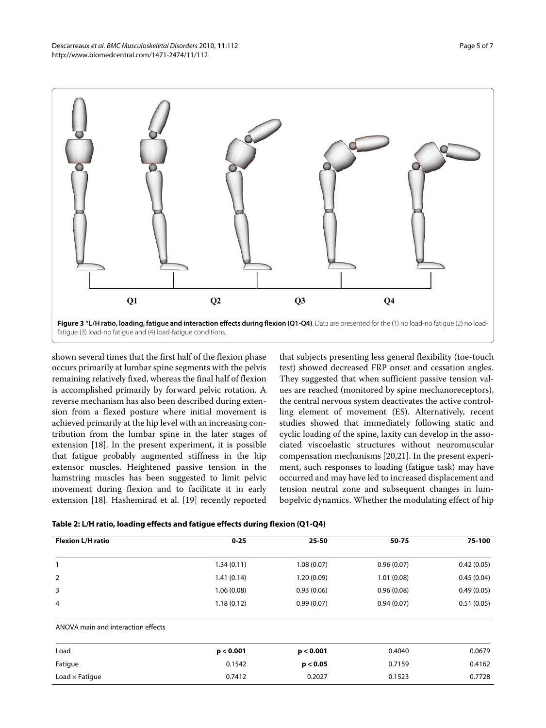Q1 Q2 Q3 Q4

**Figure 3 *L/H ratio, loading, fatigue and interaction effects during flexion (Q1-Q4)**. Data are presented for the (1) no load-no fatigue (2) no load-fatigue (3) load-no fatigue and (4) load-fatigue conditions.

shown several times that the first half of the flexion phase occurs primarily at lumbar spine segments with the pelvis remaining relatively fixed, whereas the final half of flexion is accomplished primarily by forward pelvic rotation. A reverse mechanism has also been described during extension from a flexed posture where initial movement is achieved primarily at the hip level with an increasing contribution from the lumbar spine in the later stages of extension [18]. In the present experiment, it is possible that fatigue probably augmented stiffness in the hip extensor muscles. Heightened passive tension in the hamstring muscles has been suggested to limit pelvic movement during flexion and to facilitate it in early extension [18]. Hashemirad et al. [19] recently reported that subjects presenting less general flexibility (toe-touch test) showed decreased FRP onset and cessation angles. They suggested that when sufficient passive tension values are reached (monitored by spine mechanoreceptors), the central nervous system deactivates the active controlling element of movement (ES). Alternatively, recent studies showed that immediately following static and cyclic loading of the spine, laxity can develop in the associated viscoelastic structures without neuromuscular compensation mechanisms [20,21]. In the present experiment, such responses to loading (fatigue task) may have occurred and may have led to increased displacement and tension neutral zone and subsequent changes in lumbopelvic dynamics. Whether the modulating effect of hip

**Table 2: L/H ratio, loading effects and fatigue effects during flexion (Q1-Q4)**

| Flexion L/H ratio | 0-25 | 25-50 | 50-75 | 75-100 |
|---|---|---|---|---|
| 1 | 1.34 (0.11) | 1.08 (0.07) | 0.96 (0.07) | 0.42 (0.05) |
| 2 | 1.41 (0.14) | 1.20 (0.09) | 1.01 (0.08) | 0.45 (0.04) |
| 3 | 1.06 (0.08) | 0.93 (0.06) | 0.96 (0.08) | 0.49 (0.05) |
| 4 | 1.18 (0.12) | 0.99 (0.07) | 0.94 (0.07) | 0.51 (0.05) |
| ANOVA main and interaction effects | | | | |
| Load | **$p < 0.001$** | **$p < 0.001$** | 0.4040 | 0.0679 |
| Fatigue | 0.1542 | **$p < 0.05$** | 0.7159 | 0.4162 |
| Load × Fatigue | 0.7412 | 0.2027 | 0.1523 | 0.7728 |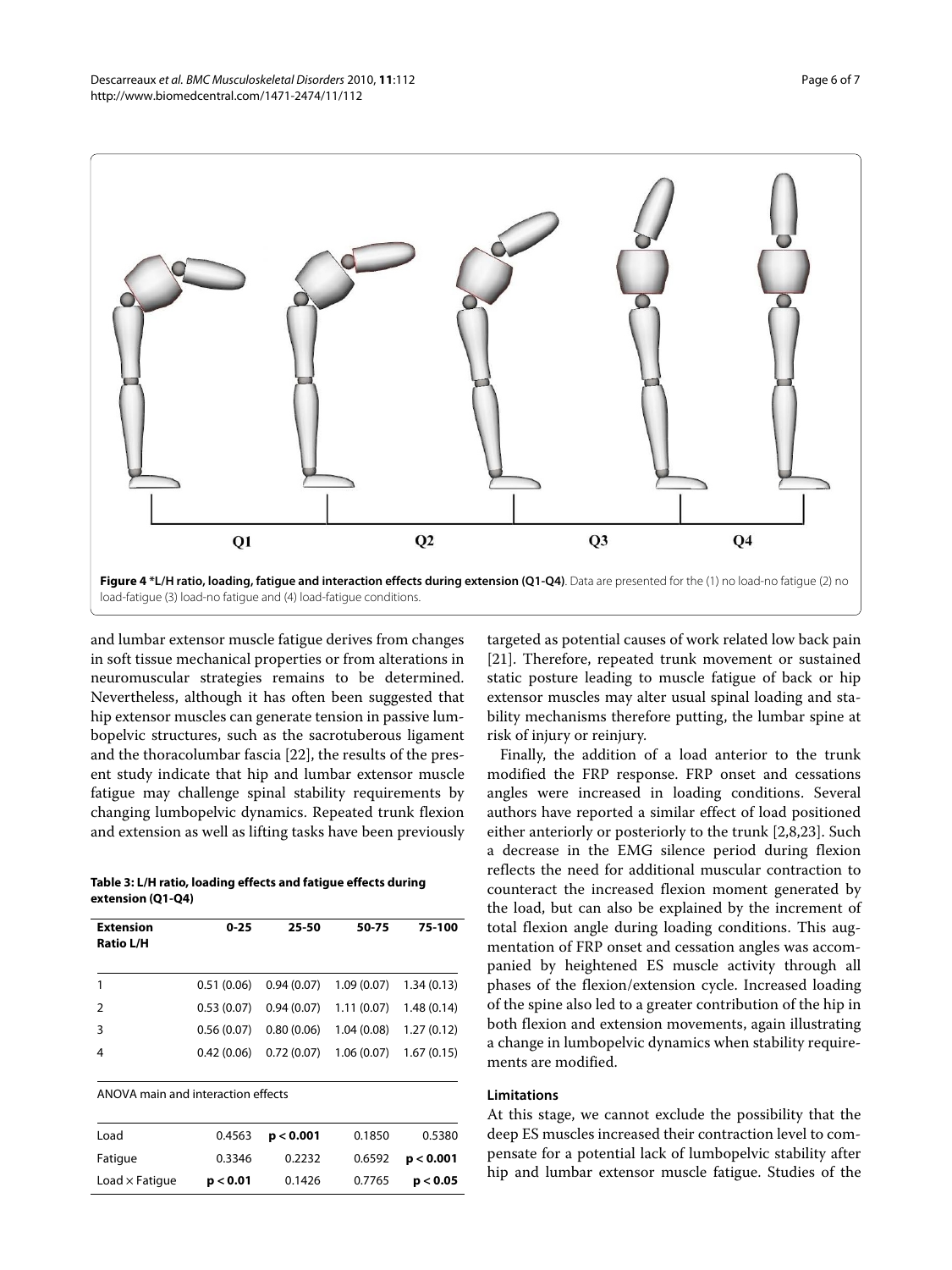**Figure 4 *L/H ratio, loading, fatigue and interaction effects during extension (Q1-Q4)**. Data are presented for the (1) no load-no fatigue (2) no load-fatigue (3) load-no fatigue and (4) load-fatigue conditions.

and lumbar extensor muscle fatigue derives from changes in soft tissue mechanical properties or from alterations in neuromuscular strategies remains to be determined. Nevertheless, although it has often been suggested that hip extensor muscles can generate tension in passive lumbopelvic structures, such as the sacrotuberous ligament and the thoracolumbar fascia [22], the results of the present study indicate that hip and lumbar extensor muscle fatigue may challenge spinal stability requirements by changing lumbopelvic dynamics. Repeated trunk flexion and extension as well as lifting tasks have been previously targeted as potential causes of work related low back pain [21]. Therefore, repeated trunk movement or sustained static posture leading to muscle fatigue of back or hip extensor muscles may alter usual spinal loading and stability mechanisms therefore putting, the lumbar spine at risk of injury or reinjury.

**Table 3: L/H ratio, loading effects and fatigue effects during extension (Q1-Q4)**

| Extension Ratio L/H | 0-25 | 25-50 | 50-75 | 75-100 |
|---|---|---|---|---|
| 1 | 0.51 (0.06) | 0.94 (0.07) | 1.09 (0.07) | 1.34 (0.13) |
| 2 | 0.53 (0.07) | 0.94 (0.07) | 1.11 (0.07) | 1.48 (0.14) |
| 3 | 0.56 (0.07) | 0.80 (0.06) | 1.04 (0.08) | 1.27 (0.12) |
| 4 | 0.42 (0.06) | 0.72 (0.07) | 1.06 (0.07) | 1.67 (0.15) |
| ANOVA main and interaction effects | | | | |
| Load | 0.4563 | **p < 0.001** | 0.1850 | 0.5380 |
| Fatigue | 0.3346 | 0.2232 | 0.6592 | **p < 0.001** |
| Load × Fatigue | **p < 0.01** | 0.1426 | 0.7765 | **p < 0.05** |

Finally, the addition of a load anterior to the trunk modified the FRP response. FRP onset and cessations angles were increased in loading conditions. Several authors have reported a similar effect of load positioned either anteriorly or posteriorly to the trunk [2,8,23]. Such a decrease in the EMG silence period during flexion reflects the need for additional muscular contraction to counteract the increased flexion moment generated by the load, but can also be explained by the increment of total flexion angle during loading conditions. This augmentation of FRP onset and cessation angles was accompanied by heightened ES muscle activity through all phases of the flexion/extension cycle. Increased loading of the spine also led to a greater contribution of the hip in both flexion and extension movements, again illustrating a change in lumbopelvic dynamics when stability requirements are modified.

## Limitations

At this stage, we cannot exclude the possibility that the deep ES muscles increased their contraction level to compensate for a potential lack of lumbopelvic stability after hip and lumbar extensor muscle fatigue. Studies of the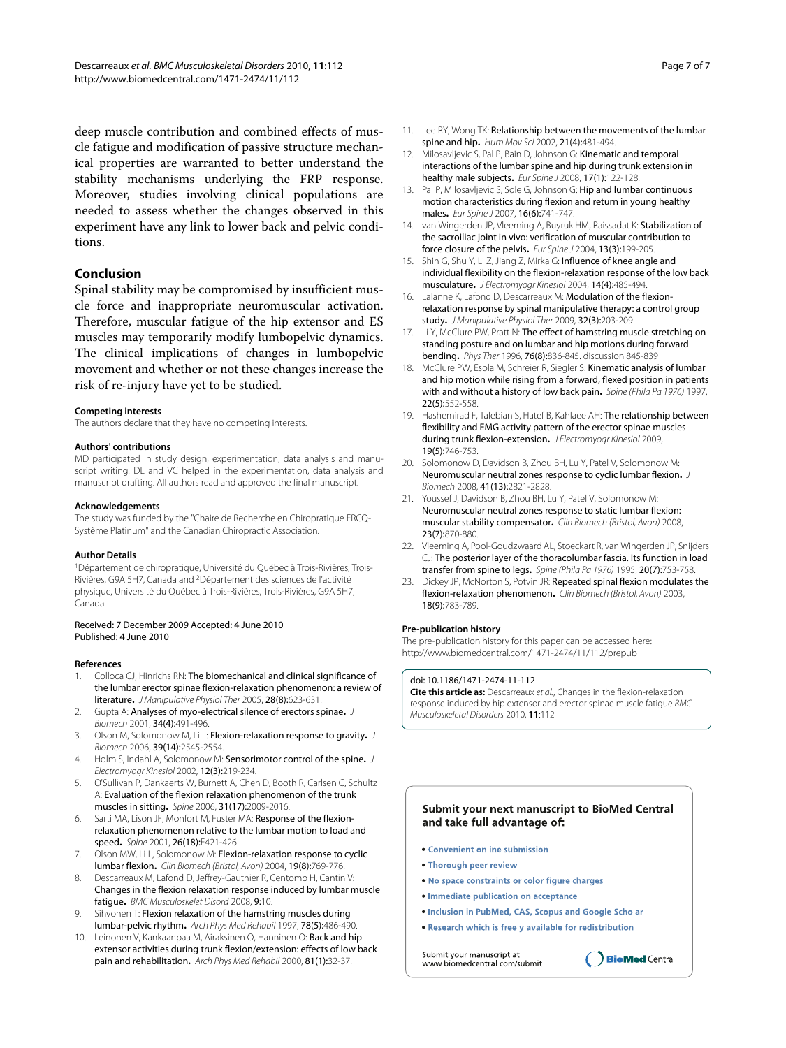deep muscle contribution and combined effects of muscle fatigue and modification of passive structure mechanical properties are warranted to better understand the stability mechanisms underlying the FRP response. Moreover, studies involving clinical populations are needed to assess whether the changes observed in this experiment have any link to lower back and pelvic conditions.

## Conclusion

Spinal stability may be compromised by insufficient muscle force and inappropriate neuromuscular activation. Therefore, muscular fatigue of the hip extensor and ES muscles may temporarily modify lumbopelvic dynamics. The clinical implications of changes in lumbopelvic movement and whether or not these changes increase the risk of re-injury have yet to be studied.

### Competing interests

The authors declare that they have no competing interests.

### Authors' contributions

MD participated in study design, experimentation, data analysis and manuscript writing. DL and VC helped in the experimentation, data analysis and manuscript drafting. All authors read and approved the final manuscript.

### Acknowledgements

The study was funded by the "Chaire de Recherche en Chiropratique FRCQ-Système Platinum" and the Canadian Chiropractic Association.

### Author Details

[1]Département de chiropratique, Université du Québec à Trois-Rivières, Trois-Rivières, G9A 5H7, Canada and [2]Département des sciences de l'activité physique, Université du Québec à Trois-Rivières, Trois-Rivières, G9A 5H7, Canada

Received: 7 December 2009 Accepted: 4 June 2010
Published: 4 June 2010

### References

1. Colloca CJ, Hinrichs RN: **The biomechanical and clinical significance of the lumbar erector spinae flexion-relaxation phenomenon: a review of literature.** *J Manipulative Physiol Ther* 2005, **28(8)**:623-631.
2. Gupta A: **Analyses of myo-electrical silence of erectors spinae.** *J Biomech* 2001, **34(4)**:491-496.
3. Olson M, Solomonow M, Li L: **Flexion-relaxation response to gravity.** *J Biomech* 2006, **39(14)**:2545-2554.
4. Holm S, Indahl A, Solomonow M: **Sensorimotor control of the spine.** *J Electromyogr Kinesiol* 2002, **12(3)**:219-234.
5. O'Sullivan P, Dankaerts W, Burnett A, Chen D, Booth R, Carlsen C, Schultz A: **Evaluation of the flexion relaxation phenomenon of the trunk muscles in sitting.** *Spine* 2006, **31(17)**:2009-2016.
6. Sarti MA, Lison JF, Monfort M, Fuster MA: **Response of the flexion-relaxation phenomenon relative to the lumbar motion to load and speed.** *Spine* 2001, **26(18)**:E421-426.
7. Olson MW, Li L, Solomonow M: **Flexion-relaxation response to cyclic lumbar flexion.** *Clin Biomech (Bristol, Avon)* 2004, **19(8)**:769-776.
8. Descarreaux M, Lafond D, Jeffrey-Gauthier R, Centomo H, Cantin V: **Changes in the flexion relaxation response induced by lumbar muscle fatigue.** *BMC Musculoskelet Disord* 2008, **9**:10.
9. Sihvonen T: **Flexion relaxation of the hamstring muscles during lumbar-pelvic rhythm.** *Arch Phys Med Rehabil* 1997, **78(5)**:486-490.
10. Leinonen V, Kankaanpaa M, Airaksinen O, Hanninen O: **Back and hip extensor activities during trunk flexion/extension: effects of low back pain and rehabilitation.** *Arch Phys Med Rehabil* 2000, **81(1)**:32-37.
11. Lee RY, Wong TK: **Relationship between the movements of the lumbar spine and hip.** *Hum Mov Sci* 2002, **21(4)**:481-494.
12. Milosavljevic S, Pal P, Bain D, Johnson G: **Kinematic and temporal interactions of the lumbar spine and hip during trunk extension in healthy male subjects.** *Eur Spine J* 2008, **17(1)**:122-128.
13. Pal P, Milosavljevic S, Sole G, Johnson G: **Hip and lumbar continuous motion characteristics during flexion and return in young healthy males.** *Eur Spine J* 2007, **16(6)**:741-747.
14. van Wingerden JP, Vleeming A, Buyruk HM, Raissadat K: **Stabilization of the sacroiliac joint in vivo: verification of muscular contribution to force closure of the pelvis.** *Eur Spine J* 2004, **13(3)**:199-205.
15. Shin G, Shu Y, Li Z, Jiang Z, Mirka G: **Influence of knee angle and individual flexibility on the flexion-relaxation response of the low back musculature.** *J Electromyogr Kinesiol* 2004, **14(4)**:485-494.
16. Lalanne K, Lafond D, Descarreaux M: **Modulation of the flexion-relaxation response by spinal manipulative therapy: a control group study.** *J Manipulative Physiol Ther* 2009, **32(3)**:203-209.
17. Li Y, McClure PW, Pratt N: **The effect of hamstring muscle stretching on standing posture and on lumbar and hip motions during forward bending.** *Phys Ther* 1996, **76(8)**:836-845. discussion 845-839
18. McClure PW, Esola M, Schreier R, Siegler S: **Kinematic analysis of lumbar and hip motion while rising from a forward, flexed position in patients with and without a history of low back pain.** *Spine (Phila Pa 1976)* 1997, **22(5)**:552-558.
19. Hashemirad F, Talebian S, Hatef B, Kahlaee AH: **The relationship between flexibility and EMG activity pattern of the erector spinae muscles during trunk flexion-extension.** *J Electromyogr Kinesiol* 2009, **19(5)**:746-753.
20. Solomonow D, Davidson B, Zhou BH, Lu Y, Patel V, Solomonow M: **Neuromuscular neutral zones response to cyclic lumbar flexion.** *J Biomech* 2008, **41(13)**:2821-2828.
21. Youssef J, Davidson B, Zhou BH, Lu Y, Patel V, Solomonow M: **Neuromuscular neutral zones response to static lumbar flexion: muscular stability compensator.** *Clin Biomech (Bristol, Avon)* 2008, **23(7)**:870-880.
22. Vleeming A, Pool-Goudzwaard AL, Stoeckart R, van Wingerden JP, Snijders CJ: **The posterior layer of the thoracolumbar fascia. Its function in load transfer from spine to legs.** *Spine (Phila Pa 1976)* 1995, **20(7)**:753-758.
23. Dickey JP, McNorton S, Potvin JR: **Repeated spinal flexion modulates the flexion-relaxation phenomenon.** *Clin Biomech (Bristol, Avon)* 2003, **18(9)**:783-789.

### Pre-publication history

The pre-publication history for this paper can be accessed here:
http://www.biomedcentral.com/1471-2474/11/112/prepub

doi: 10.1186/1471-2474-11-112
**Cite this article as:** Descarreaux *et al.*, Changes in the flexion-relaxation response induced by hip extensor and erector spinae muscle fatigue *BMC Musculoskeletal Disorders* 2010, **11**:112